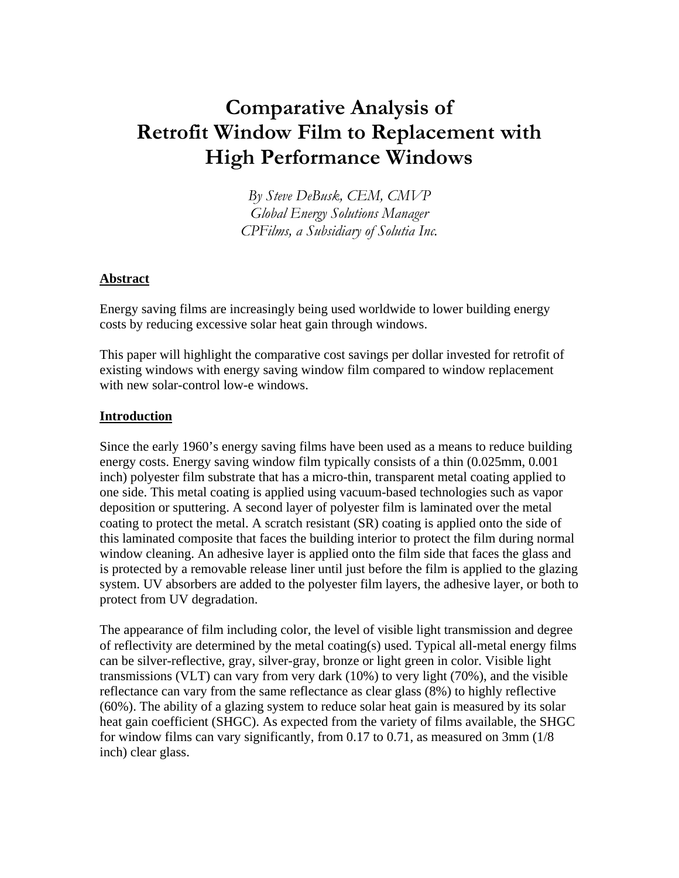# Comparative Analysis of Retrofit Window Film to Replacement with High Performance Windows

*By Steve DeBusk, CEM, CMVP*
*Global Energy Solutions Manager*
*CPFilms, a Subsidiary of Solutia Inc.*

## Abstract

Energy saving films are increasingly being used worldwide to lower building energy costs by reducing excessive solar heat gain through windows.

This paper will highlight the comparative cost savings per dollar invested for retrofit of existing windows with energy saving window film compared to window replacement with new solar-control low-e windows.

## Introduction

Since the early 1960's energy saving films have been used as a means to reduce building energy costs. Energy saving window film typically consists of a thin (0.025mm, 0.001 inch) polyester film substrate that has a micro-thin, transparent metal coating applied to one side. This metal coating is applied using vacuum-based technologies such as vapor deposition or sputtering. A second layer of polyester film is laminated over the metal coating to protect the metal. A scratch resistant (SR) coating is applied onto the side of this laminated composite that faces the building interior to protect the film during normal window cleaning. An adhesive layer is applied onto the film side that faces the glass and is protected by a removable release liner until just before the film is applied to the glazing system. UV absorbers are added to the polyester film layers, the adhesive layer, or both to protect from UV degradation.

The appearance of film including color, the level of visible light transmission and degree of reflectivity are determined by the metal coating(s) used. Typical all-metal energy films can be silver-reflective, gray, silver-gray, bronze or light green in color. Visible light transmissions (VLT) can vary from very dark (10%) to very light (70%), and the visible reflectance can vary from the same reflectance as clear glass (8%) to highly reflective (60%). The ability of a glazing system to reduce solar heat gain is measured by its solar heat gain coefficient (SHGC). As expected from the variety of films available, the SHGC for window films can vary significantly, from 0.17 to 0.71, as measured on 3mm (1/8 inch) clear glass.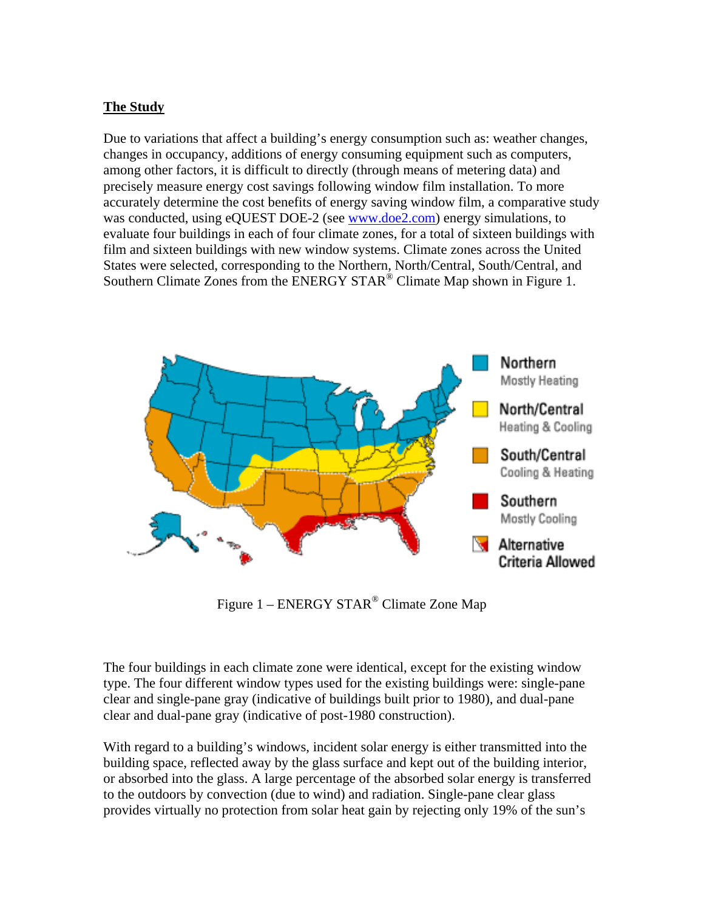## The Study

Due to variations that affect a building's energy consumption such as: weather changes, changes in occupancy, additions of energy consuming equipment such as computers, among other factors, it is difficult to directly (through means of metering data) and precisely measure energy cost savings following window film installation. To more accurately determine the cost benefits of energy saving window film, a comparative study was conducted, using eQUEST DOE-2 (see www.doe2.com) energy simulations, to evaluate four buildings in each of four climate zones, for a total of sixteen buildings with film and sixteen buildings with new window systems. Climate zones across the United States were selected, corresponding to the Northern, North/Central, South/Central, and Southern Climate Zones from the ENERGY STAR® Climate Map shown in Figure 1.

Figure 1 – ENERGY STAR® Climate Zone Map

The four buildings in each climate zone were identical, except for the existing window type. The four different window types used for the existing buildings were: single-pane clear and single-pane gray (indicative of buildings built prior to 1980), and dual-pane clear and dual-pane gray (indicative of post-1980 construction).

With regard to a building's windows, incident solar energy is either transmitted into the building space, reflected away by the glass surface and kept out of the building interior, or absorbed into the glass. A large percentage of the absorbed solar energy is transferred to the outdoors by convection (due to wind) and radiation. Single-pane clear glass provides virtually no protection from solar heat gain by rejecting only 19% of the sun's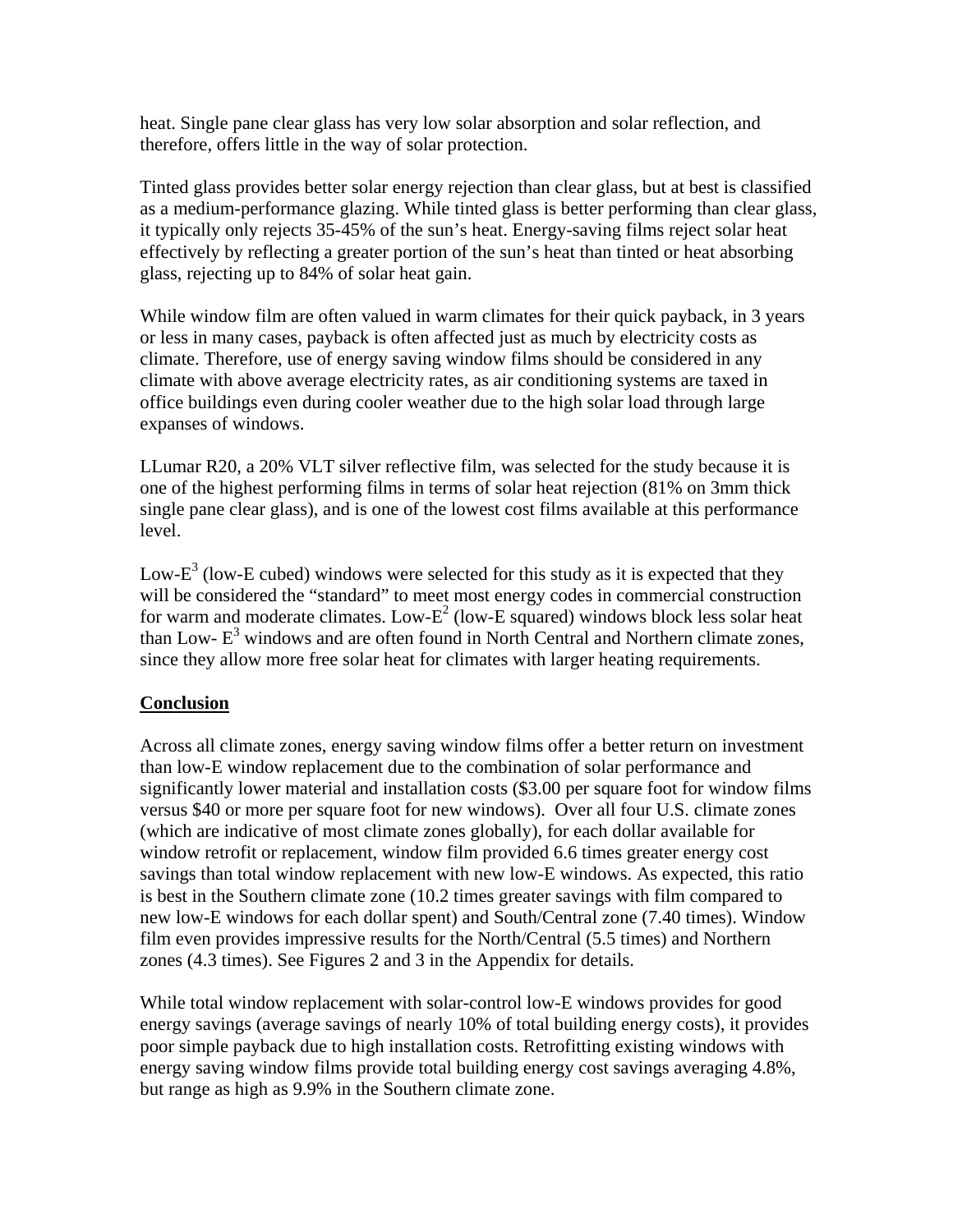heat. Single pane clear glass has very low solar absorption and solar reflection, and therefore, offers little in the way of solar protection.

Tinted glass provides better solar energy rejection than clear glass, but at best is classified as a medium-performance glazing. While tinted glass is better performing than clear glass, it typically only rejects 35-45% of the sun's heat. Energy-saving films reject solar heat effectively by reflecting a greater portion of the sun's heat than tinted or heat absorbing glass, rejecting up to 84% of solar heat gain.

While window film are often valued in warm climates for their quick payback, in 3 years or less in many cases, payback is often affected just as much by electricity costs as climate. Therefore, use of energy saving window films should be considered in any climate with above average electricity rates, as air conditioning systems are taxed in office buildings even during cooler weather due to the high solar load through large expanses of windows.

LLumar R20, a 20% VLT silver reflective film, was selected for the study because it is one of the highest performing films in terms of solar heat rejection (81% on 3mm thick single pane clear glass), and is one of the lowest cost films available at this performance level.

Low-$E^3$ (low-E cubed) windows were selected for this study as it is expected that they will be considered the "standard" to meet most energy codes in commercial construction for warm and moderate climates. Low-$E^2$ (low-E squared) windows block less solar heat than Low- $E^3$ windows and are often found in North Central and Northern climate zones, since they allow more free solar heat for climates with larger heating requirements.

## Conclusion

Across all climate zones, energy saving window films offer a better return on investment than low-E window replacement due to the combination of solar performance and significantly lower material and installation costs ($3.00 per square foot for window films versus $40 or more per square foot for new windows). Over all four U.S. climate zones (which are indicative of most climate zones globally), for each dollar available for window retrofit or replacement, window film provided 6.6 times greater energy cost savings than total window replacement with new low-E windows. As expected, this ratio is best in the Southern climate zone (10.2 times greater savings with film compared to new low-E windows for each dollar spent) and South/Central zone (7.40 times). Window film even provides impressive results for the North/Central (5.5 times) and Northern zones (4.3 times). See Figures 2 and 3 in the Appendix for details.

While total window replacement with solar-control low-E windows provides for good energy savings (average savings of nearly 10% of total building energy costs), it provides poor simple payback due to high installation costs. Retrofitting existing windows with energy saving window films provide total building energy cost savings averaging 4.8%, but range as high as 9.9% in the Southern climate zone.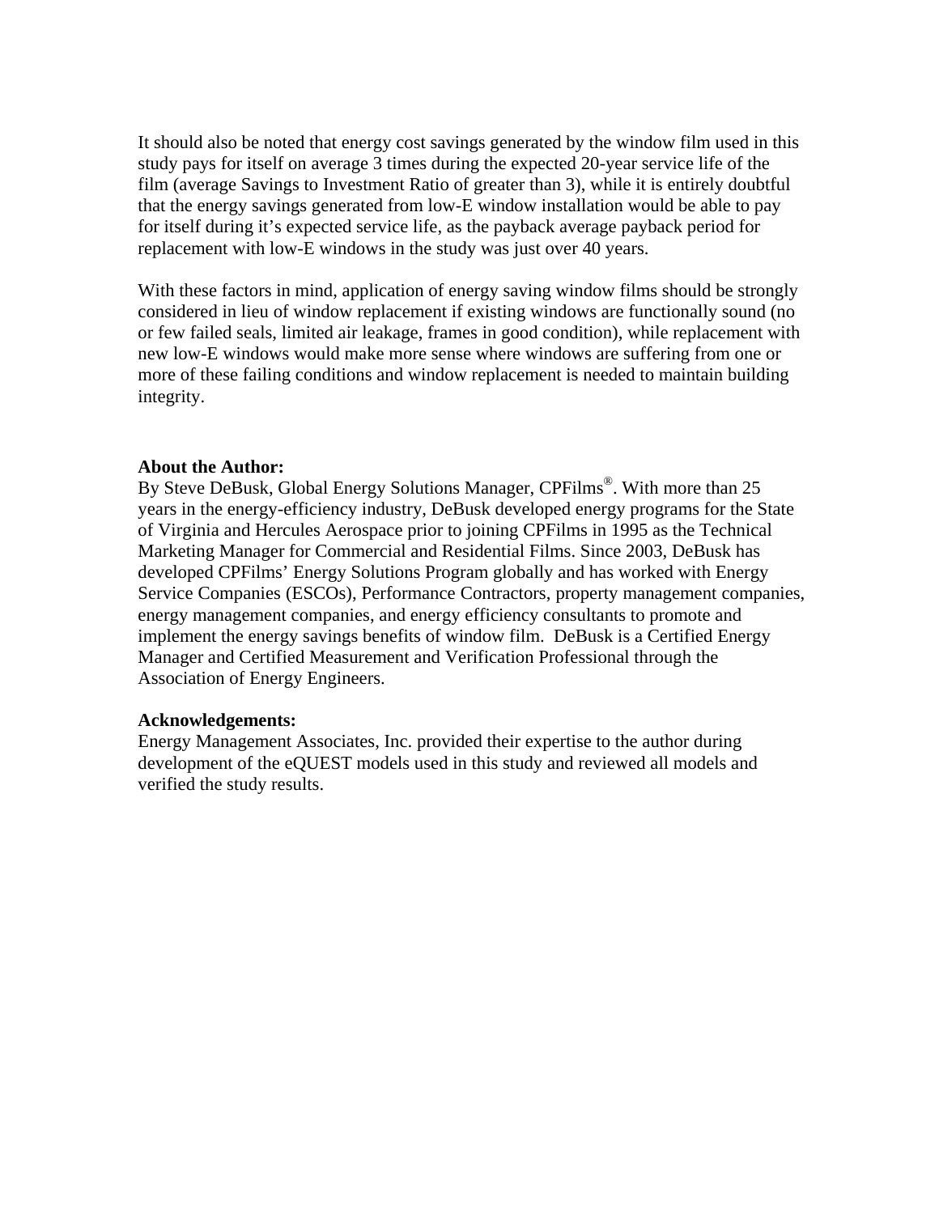It should also be noted that energy cost savings generated by the window film used in this study pays for itself on average 3 times during the expected 20-year service life of the film (average Savings to Investment Ratio of greater than 3), while it is entirely doubtful that the energy savings generated from low-E window installation would be able to pay for itself during it's expected service life, as the payback average payback period for replacement with low-E windows in the study was just over 40 years.

With these factors in mind, application of energy saving window films should be strongly considered in lieu of window replacement if existing windows are functionally sound (no or few failed seals, limited air leakage, frames in good condition), while replacement with new low-E windows would make more sense where windows are suffering from one or more of these failing conditions and window replacement is needed to maintain building integrity.

**About the Author:**
By Steve DeBusk, Global Energy Solutions Manager, CPFilms®. With more than 25 years in the energy-efficiency industry, DeBusk developed energy programs for the State of Virginia and Hercules Aerospace prior to joining CPFilms in 1995 as the Technical Marketing Manager for Commercial and Residential Films. Since 2003, DeBusk has developed CPFilms' Energy Solutions Program globally and has worked with Energy Service Companies (ESCOs), Performance Contractors, property management companies, energy management companies, and energy efficiency consultants to promote and implement the energy savings benefits of window film. DeBusk is a Certified Energy Manager and Certified Measurement and Verification Professional through the Association of Energy Engineers.

**Acknowledgements:**
Energy Management Associates, Inc. provided their expertise to the author during development of the eQUEST models used in this study and reviewed all models and verified the study results.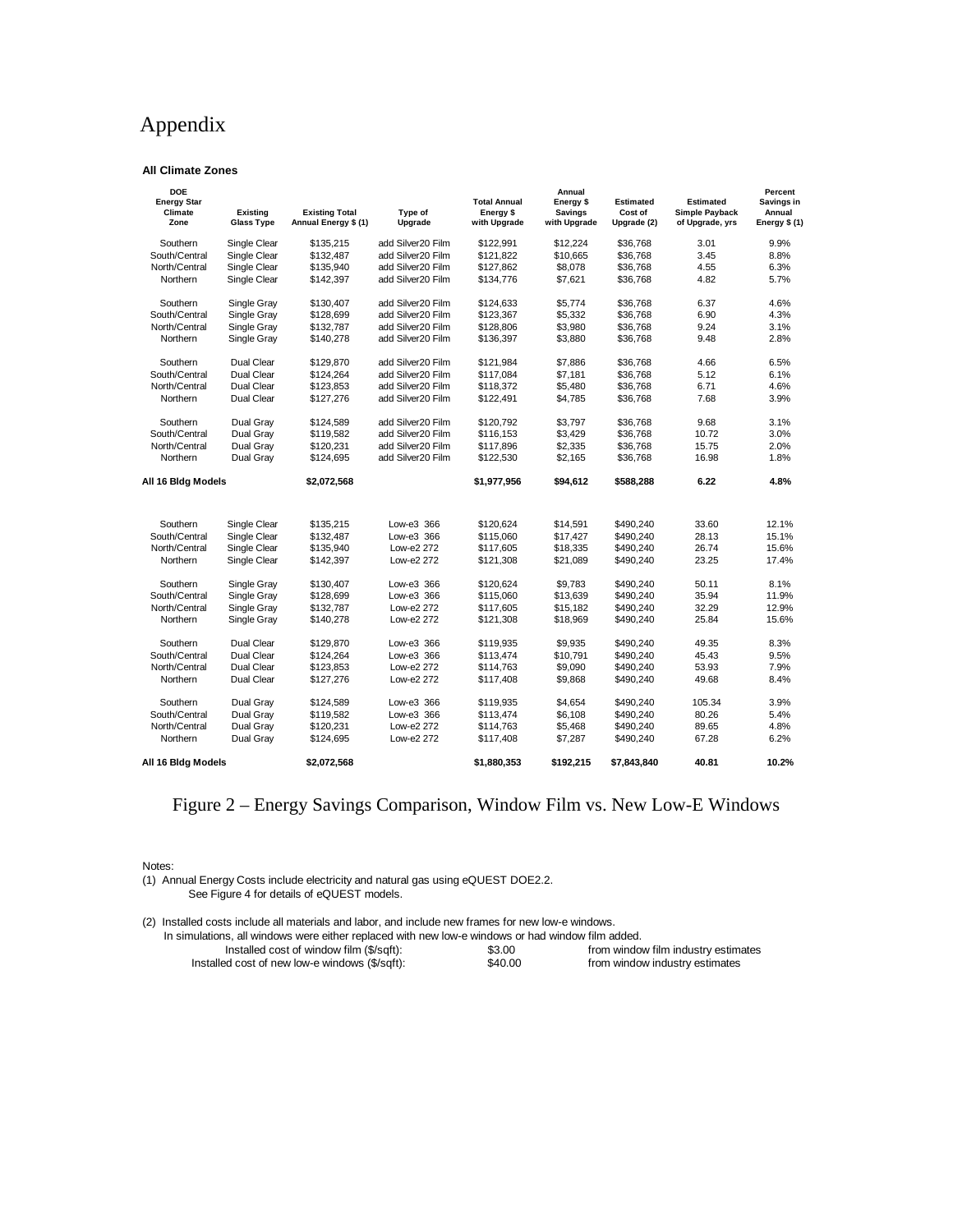# Appendix

**All Climate Zones**

| DOE Energy Star Climate Zone | Existing Glass Type | Existing Total Annual Energy $ (1) | Type of Upgrade | Total Annual Energy $ with Upgrade | Annual Energy $ Savings with Upgrade | Estimated Cost of Upgrade (2) | Estimated Simple Payback of Upgrade, yrs | Percent Savings in Annual Energy $ (1) |
|---|---|---|---|---|---|---|---|---|
| Southern | Single Clear | $135,215 | add Silver20 Film | $122,991 | $12,224 | $36,768 | 3.01 | 9.9% |
| South/Central | Single Clear | $132,487 | add Silver20 Film | $121,822 | $10,665 | $36,768 | 3.45 | 8.8% |
| North/Central | Single Clear | $135,940 | add Silver20 Film | $127,862 | $8,078 | $36,768 | 4.55 | 6.3% |
| Northern | Single Clear | $142,397 | add Silver20 Film | $134,776 | $7,621 | $36,768 | 4.82 | 5.7% |
| Southern | Single Gray | $130,407 | add Silver20 Film | $124,633 | $5,774 | $36,768 | 6.37 | 4.6% |
| South/Central | Single Gray | $128,699 | add Silver20 Film | $123,367 | $5,332 | $36,768 | 6.90 | 4.3% |
| North/Central | Single Gray | $132,787 | add Silver20 Film | $128,806 | $3,980 | $36,768 | 9.24 | 3.1% |
| Northern | Single Gray | $140,278 | add Silver20 Film | $136,397 | $3,880 | $36,768 | 9.48 | 2.8% |
| Southern | Dual Clear | $129,870 | add Silver20 Film | $121,984 | $7,886 | $36,768 | 4.66 | 6.5% |
| South/Central | Dual Clear | $124,264 | add Silver20 Film | $117,084 | $7,181 | $36,768 | 5.12 | 6.1% |
| North/Central | Dual Clear | $123,853 | add Silver20 Film | $118,372 | $5,480 | $36,768 | 6.71 | 4.6% |
| Northern | Dual Clear | $127,276 | add Silver20 Film | $122,491 | $4,785 | $36,768 | 7.68 | 3.9% |
| Southern | Dual Gray | $124,589 | add Silver20 Film | $120,792 | $3,797 | $36,768 | 9.68 | 3.1% |
| South/Central | Dual Gray | $119,582 | add Silver20 Film | $116,153 | $3,429 | $36,768 | 10.72 | 3.0% |
| North/Central | Dual Gray | $120,231 | add Silver20 Film | $117,896 | $2,335 | $36,768 | 15.75 | 2.0% |
| Northern | Dual Gray | $124,695 | add Silver20 Film | $122,530 | $2,165 | $36,768 | 16.98 | 1.8% |
| **All 16 Bldg Models** | | **$2,072,568** | | **$1,977,956** | **$94,612** | **$588,288** | **6.22** | **4.8%** |
| | | | | | | | | |
| Southern | Single Clear | $135,215 | Low-e3 366 | $120,624 | $14,591 | $490,240 | 33.60 | 12.1% |
| South/Central | Single Clear | $132,487 | Low-e3 366 | $115,060 | $17,427 | $490,240 | 28.13 | 15.1% |
| North/Central | Single Clear | $135,940 | Low-e2 272 | $117,605 | $18,335 | $490,240 | 26.74 | 15.6% |
| Northern | Single Clear | $142,397 | Low-e2 272 | $121,308 | $21,089 | $490,240 | 23.25 | 17.4% |
| Southern | Single Gray | $130,407 | Low-e3 366 | $120,624 | $9,783 | $490,240 | 50.11 | 8.1% |
| South/Central | Single Gray | $128,699 | Low-e3 366 | $115,060 | $13,639 | $490,240 | 35.94 | 11.9% |
| North/Central | Single Gray | $132,787 | Low-e2 272 | $117,605 | $15,182 | $490,240 | 32.29 | 12.9% |
| Northern | Single Gray | $140,278 | Low-e2 272 | $121,308 | $18,969 | $490,240 | 25.84 | 15.6% |
| Southern | Dual Clear | $129,870 | Low-e3 366 | $119,935 | $9,935 | $490,240 | 49.35 | 8.3% |
| South/Central | Dual Clear | $124,264 | Low-e3 366 | $113,474 | $10,791 | $490,240 | 45.43 | 9.5% |
| North/Central | Dual Clear | $123,853 | Low-e2 272 | $114,763 | $9,090 | $490,240 | 53.93 | 7.9% |
| Northern | Dual Clear | $127,276 | Low-e2 272 | $117,408 | $9,868 | $490,240 | 49.68 | 8.4% |
| Southern | Dual Gray | $124,589 | Low-e3 366 | $119,935 | $4,654 | $490,240 | 105.34 | 3.9% |
| South/Central | Dual Gray | $119,582 | Low-e3 366 | $113,474 | $6,108 | $490,240 | 80.26 | 5.4% |
| North/Central | Dual Gray | $120,231 | Low-e2 272 | $114,763 | $5,468 | $490,240 | 89.65 | 4.8% |
| Northern | Dual Gray | $124,695 | Low-e2 272 | $117,408 | $7,287 | $490,240 | 67.28 | 6.2% |
| **All 16 Bldg Models** | | **$2,072,568** | | **$1,880,353** | **$192,215** | **$7,843,840** | **40.81** | **10.2%** |

Figure 2 – Energy Savings Comparison, Window Film vs. New Low-E Windows

Notes:

(1) Annual Energy Costs include electricity and natural gas using eQUEST DOE2.2.
See Figure 4 for details of eQUEST models.

(2) Installed costs include all materials and labor, and include new frames for new low-e windows.
In simulations, all windows were either replaced with new low-e windows or had window film added.

| | | |
|---|---|---|
| Installed cost of window film ($/sqft): | $3.00 | from window film industry estimates |
| Installed cost of new low-e windows ($/sqft): | $40.00 | from window industry estimates |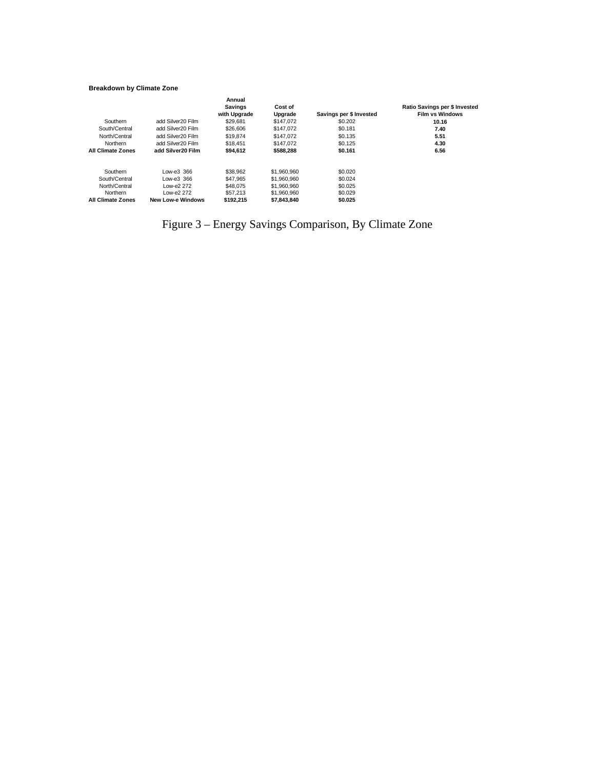**Breakdown by Climate Zone**

| | | Annual Savings with Upgrade | Cost of Upgrade | Savings per $ Invested | Ratio Savings per $ Invested Film vs Windows |
|---|---|---|---|---|---|
| Southern | add Silver20 Film | $29,681 | $147,072 | $0.202 | **10.16** |
| South/Central | add Silver20 Film | $26,606 | $147,072 | $0.181 | **7.40** |
| North/Central | add Silver20 Film | $19,874 | $147,072 | $0.135 | **5.51** |
| Northern | add Silver20 Film | $18,451 | $147,072 | $0.125 | **4.30** |
| **All Climate Zones** | **add Silver20 Film** | **$94,612** | **$588,288** | **$0.161** | **6.56** |
| | | | | | |
| Southern | Low-e3 366 | $38,962 | $1,960,960 | $0.020 | |
| South/Central | Low-e3 366 | $47,965 | $1,960,960 | $0.024 | |
| North/Central | Low-e2 272 | $48,075 | $1,960,960 | $0.025 | |
| Northern | Low-e2 272 | $57,213 | $1,960,960 | $0.029 | |
| **All Climate Zones** | **New Low-e Windows** | **$192,215** | **$7,843,840** | **$0.025** | |

Figure 3 – Energy Savings Comparison, By Climate Zone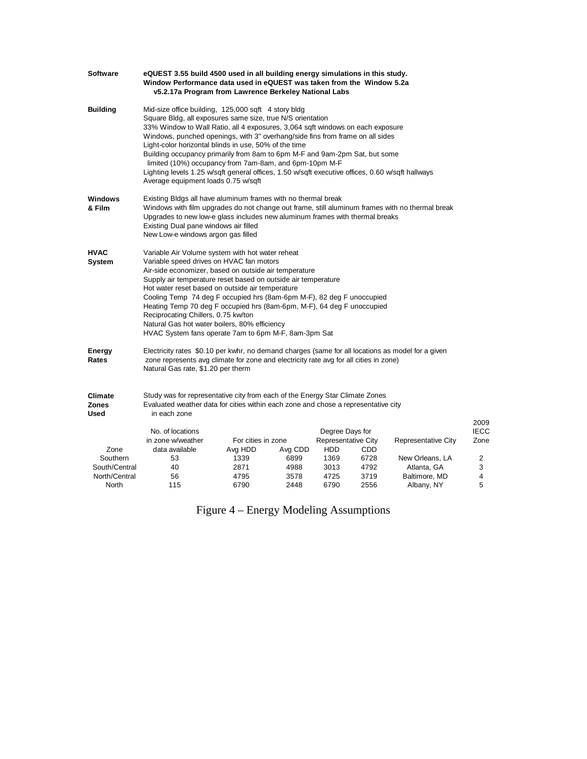**Software** — **eQUEST 3.55 build 4500 used in all building energy simulations in this study. Window Performance data used in eQUEST was taken from the Window 5.2a v5.2.17a Program from Lawrence Berkeley National Labs**

**Building**

Mid-size office building, 125,000 sqft 4 story bldg
Square Bldg, all exposures same size, true N/S orientation
33% Window to Wall Ratio, all 4 exposures, 3,064 sqft windows on each exposure
Windows, punched openings, with 3" overhang/side fins from frame on all sides
Light-color horizontal blinds in use, 50% of the time
Building occupancy primarily from 8am to 6pm M-F and 9am-2pm Sat, but some limited (10%) occupancy from 7am-8am, and 6pm-10pm M-F
Lighting levels 1.25 w/sqft general offices, 1.50 w/sqft executive offices, 0.60 w/sqft hallways
Average equipment loads 0.75 w/sqft

**Windows & Film**

Existing Bldgs all have aluminum frames with no thermal break
Windows with film upgrades do not change out frame, still aluminum frames with no thermal break
Upgrades to new low-e glass includes new aluminum frames with thermal breaks
Existing Dual pane windows air filled
New Low-e windows argon gas filled

**HVAC System**

Variable Air Volume system with hot water reheat
Variable speed drives on HVAC fan motors
Air-side economizer, based on outside air temperature
Supply air temperature reset based on outside air temperature
Hot water reset based on outside air temperature
Cooling Temp 74 deg F occupied hrs (8am-6pm M-F), 82 deg F unoccupied
Heating Temp 70 deg F occupied hrs (8am-6pm, M-F), 64 deg F unoccupied
Reciprocating Chillers, 0.75 kw/ton
Natural Gas hot water boilers, 80% efficiency
HVAC System fans operate 7am to 6pm M-F, 8am-3pm Sat

**Energy Rates**

Electricity rates $0.10 per kwhr, no demand charges (same for all locations as model for a given zone represents avg climate for zone and electricity rate avg for all cities in zone)
Natural Gas rate, $1.20 per therm

**Climate Zones Used**

Study was for representative city from each of the Energy Star Climate Zones
Evaluated weather data for cities within each zone and chose a representative city in each zone

| Zone | No. of locations in zone w/weather data available | For cities in zone Avg HDD | For cities in zone Avg CDD | Degree Days for Representative City HDD | Degree Days for Representative City CDD | Representative City | 2009 IECC Zone |
|---|---|---|---|---|---|---|---|
| Southern | 53 | 1339 | 6899 | 1369 | 6728 | New Orleans, LA | 2 |
| South/Central | 40 | 2871 | 4988 | 3013 | 4792 | Atlanta, GA | 3 |
| North/Central | 56 | 4795 | 3578 | 4725 | 3719 | Baltimore, MD | 4 |
| North | 115 | 6790 | 2448 | 6790 | 2556 | Albany, NY | 5 |

Figure 4 – Energy Modeling Assumptions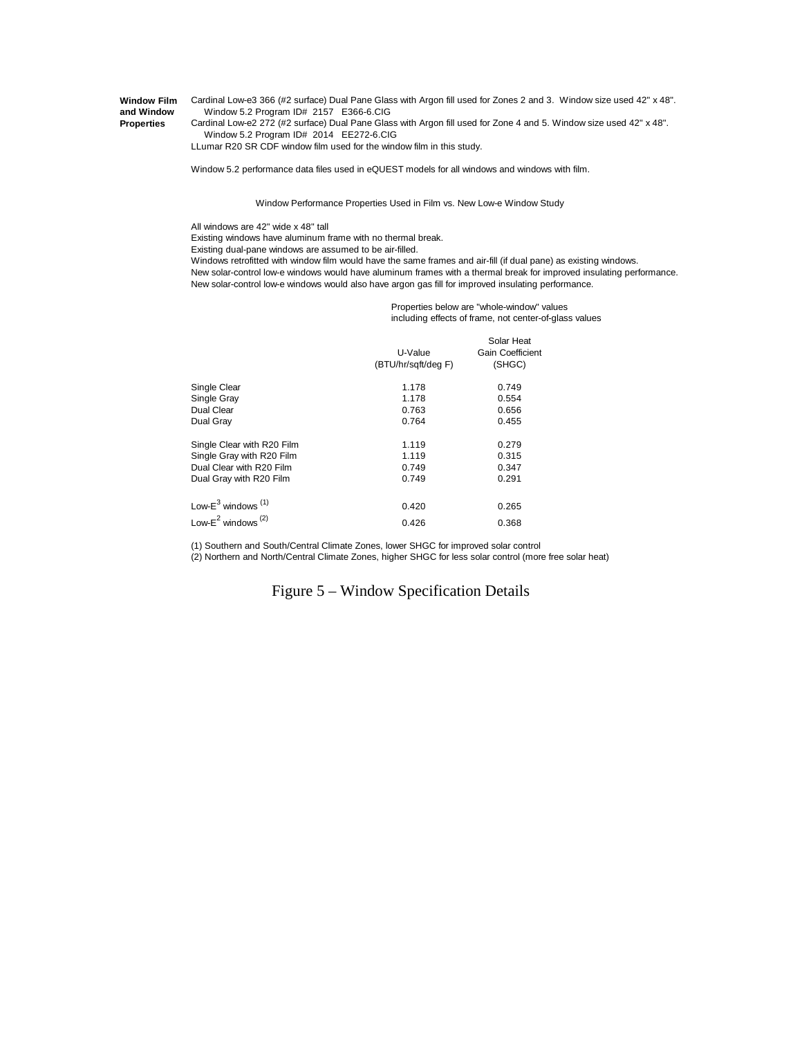**Window Film and Window Properties**

Cardinal Low-e3 366 (#2 surface) Dual Pane Glass with Argon fill used for Zones 2 and 3. Window size used 42" x 48".
Window 5.2 Program ID# 2157 E366-6.CIG
Cardinal Low-e2 272 (#2 surface) Dual Pane Glass with Argon fill used for Zone 4 and 5. Window size used 42" x 48".
Window 5.2 Program ID# 2014 EE272-6.CIG
LLumar R20 SR CDF window film used for the window film in this study.

Window 5.2 performance data files used in eQUEST models for all windows and windows with film.

Window Performance Properties Used in Film vs. New Low-e Window Study

All windows are 42" wide x 48" tall
Existing windows have aluminum frame with no thermal break.
Existing dual-pane windows are assumed to be air-filled.
Windows retrofitted with window film would have the same frames and air-fill (if dual pane) as existing windows.
New solar-control low-e windows would have aluminum frames with a thermal break for improved insulating performance.
New solar-control low-e windows would also have argon gas fill for improved insulating performance.

Properties below are "whole-window" values
including effects of frame, not center-of-glass values

| | U-Value (BTU/hr/sqft/deg F) | Solar Heat Gain Coefficient (SHGC) |
|---|---|---|
| Single Clear | 1.178 | 0.749 |
| Single Gray | 1.178 | 0.554 |
| Dual Clear | 0.763 | 0.656 |
| Dual Gray | 0.764 | 0.455 |
| Single Clear with R20 Film | 1.119 | 0.279 |
| Single Gray with R20 Film | 1.119 | 0.315 |
| Dual Clear with R20 Film | 0.749 | 0.347 |
| Dual Gray with R20 Film | 0.749 | 0.291 |
| Low-$E^3$ windows (1) | 0.420 | 0.265 |
| Low-$E^2$ windows (2) | 0.426 | 0.368 |

(1) Southern and South/Central Climate Zones, lower SHGC for improved solar control
(2) Northern and North/Central Climate Zones, higher SHGC for less solar control (more free solar heat)

Figure 5 – Window Specification Details